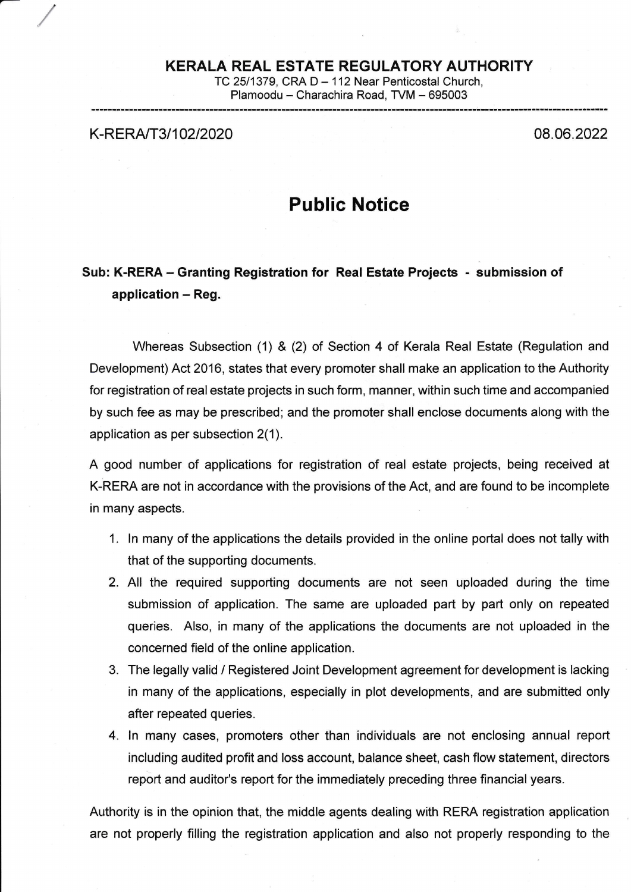**KERALA REAL ESTATE REGULATORY AUTHORITY**

TC 25/1379, CRA D – 112 Near Penticostal Church,
Plamoodu – Charachira Road, TVM – 695003

K-RERA/T3/102/2020 08.06.2022

# Public Notice

**Sub: K-RERA – Granting Registration for Real Estate Projects - submission of application – Reg.**

Whereas Subsection (1) & (2) of Section 4 of Kerala Real Estate (Regulation and Development) Act 2016, states that every promoter shall make an application to the Authority for registration of real estate projects in such form, manner, within such time and accompanied by such fee as may be prescribed; and the promoter shall enclose documents along with the application as per subsection 2(1).

A good number of applications for registration of real estate projects, being received at K-RERA are not in accordance with the provisions of the Act, and are found to be incomplete in many aspects.

1. In many of the applications the details provided in the online portal does not tally with that of the supporting documents.
2. All the required supporting documents are not seen uploaded during the time submission of application. The same are uploaded part by part only on repeated queries. Also, in many of the applications the documents are not uploaded in the concerned field of the online application.
3. The legally valid / Registered Joint Development agreement for development is lacking in many of the applications, especially in plot developments, and are submitted only after repeated queries.
4. In many cases, promoters other than individuals are not enclosing annual report including audited profit and loss account, balance sheet, cash flow statement, directors report and auditor's report for the immediately preceding three financial years.

Authority is in the opinion that, the middle agents dealing with RERA registration application are not properly filling the registration application and also not properly responding to the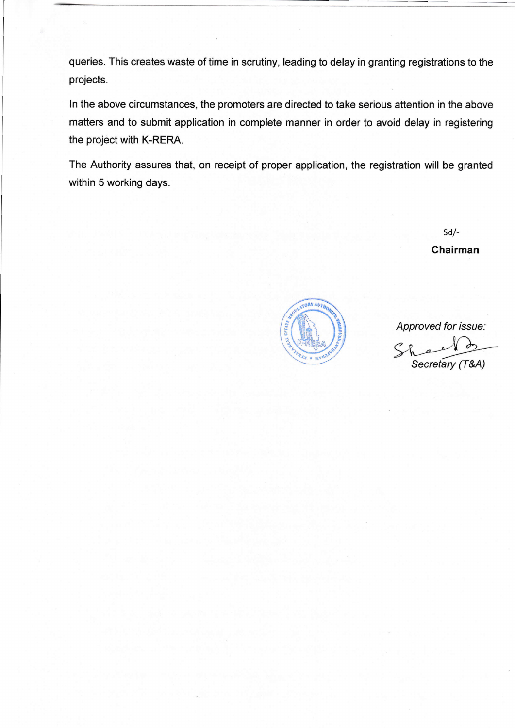queries. This creates waste of time in scrutiny, leading to delay in granting registrations to the projects.

In the above circumstances, the promoters are directed to take serious attention in the above matters and to submit application in complete manner in order to avoid delay in registering the project with K-RERA.

The Authority assures that, on receipt of proper application, the registration will be granted within 5 working days.

Sd/-

**Chairman**

*Approved for issue:*

*Secretary (T&A)*